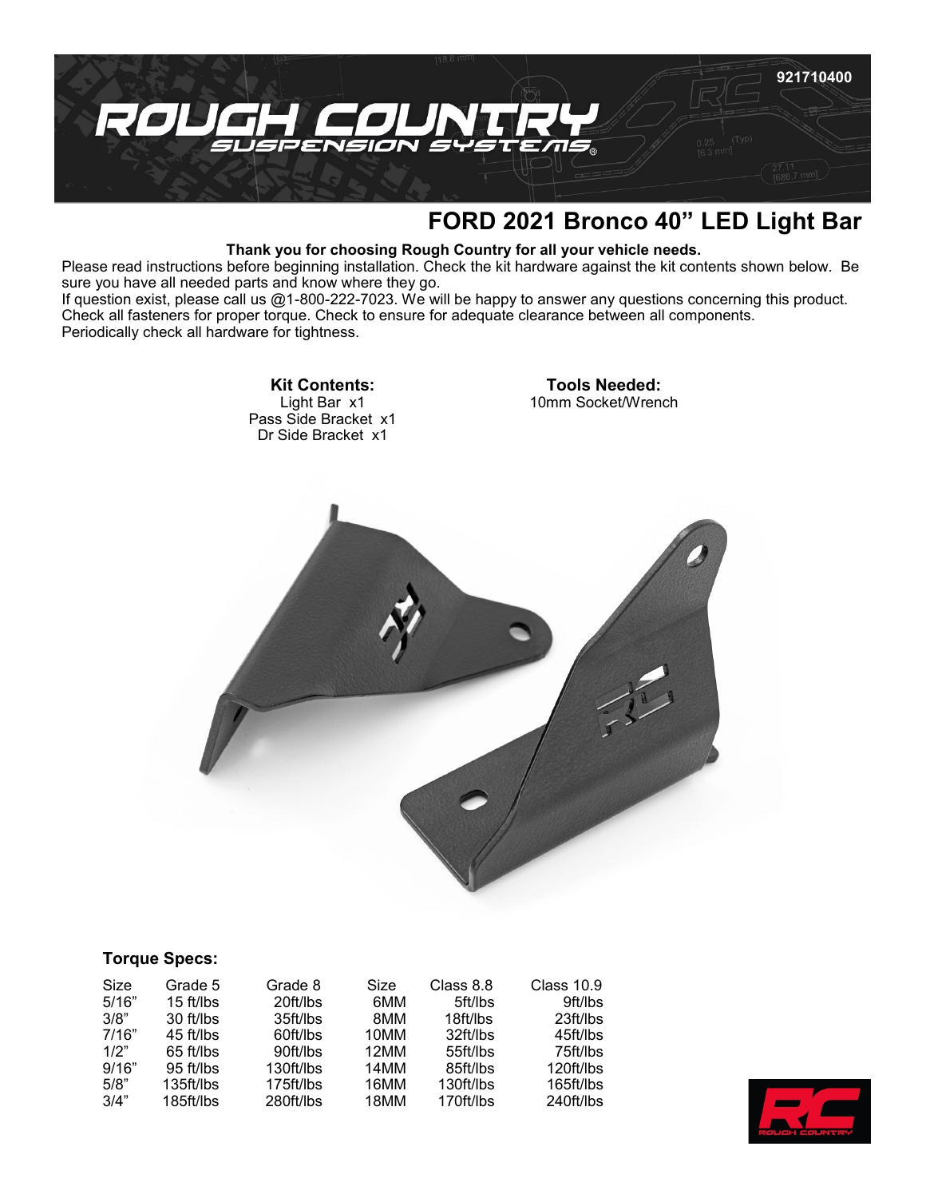921710400

# FORD 2021 Bronco 40" LED Light Bar

**Thank you for choosing Rough Country for all your vehicle needs.**

Please read instructions before beginning installation. Check the kit hardware against the kit contents shown below. Be sure you have all needed parts and know where they go.

If question exist, please call us @1-800-222-7023. We will be happy to answer any questions concerning this product. Check all fasteners for proper torque. Check to ensure for adequate clearance between all components.

Periodically check all hardware for tightness.

**Kit Contents:**
Light Bar x1
Pass Side Bracket x1
Dr Side Bracket x1

**Tools Needed:**
10mm Socket/Wrench

**Torque Specs:**

| Size | Grade 5 | Grade 8 | Size | Class 8.8 | Class 10.9 |
|---|---|---|---|---|---|
| 5/16" | 15 ft/lbs | 20ft/lbs | 6MM | 5ft/lbs | 9ft/lbs |
| 3/8" | 30 ft/lbs | 35ft/lbs | 8MM | 18ft/lbs | 23ft/lbs |
| 7/16" | 45 ft/lbs | 60ft/lbs | 10MM | 32ft/lbs | 45ft/lbs |
| 1/2" | 65 ft/lbs | 90ft/lbs | 12MM | 55ft/lbs | 75ft/lbs |
| 9/16" | 95 ft/lbs | 130ft/lbs | 14MM | 85ft/lbs | 120ft/lbs |
| 5/8" | 135ft/lbs | 175ft/lbs | 16MM | 130ft/lbs | 165ft/lbs |
| 3/4" | 185ft/lbs | 280ft/lbs | 18MM | 170ft/lbs | 240ft/lbs |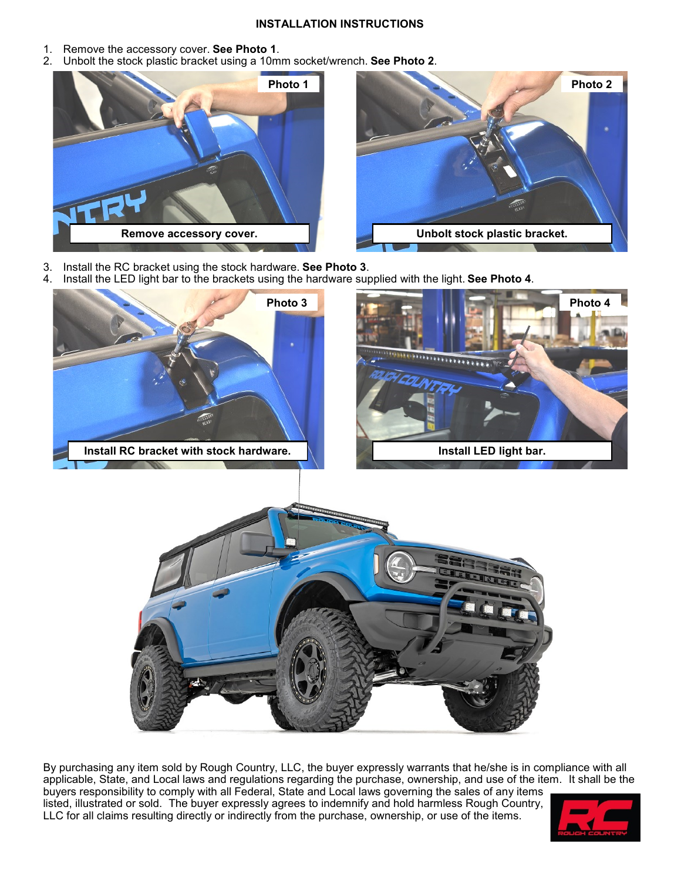## INSTALLATION INSTRUCTIONS

1. Remove the accessory cover. **See Photo 1**.
2. Unbolt the stock plastic bracket using a 10mm socket/wrench. **See Photo 2**.

Photo 1

Remove accessory cover.

Photo 2

Unbolt stock plastic bracket.

3. Install the RC bracket using the stock hardware. **See Photo 3**.
4. Install the LED light bar to the brackets using the hardware supplied with the light. **See Photo 4**.

Photo 3

Install RC bracket with stock hardware.

Photo 4

Install LED light bar.

By purchasing any item sold by Rough Country, LLC, the buyer expressly warrants that he/she is in compliance with all applicable, State, and Local laws and regulations regarding the purchase, ownership, and use of the item. It shall be the buyers responsibility to comply with all Federal, State and Local laws governing the sales of any items listed, illustrated or sold. The buyer expressly agrees to indemnify and hold harmless Rough Country, LLC for all claims resulting directly or indirectly from the purchase, ownership, or use of the items.